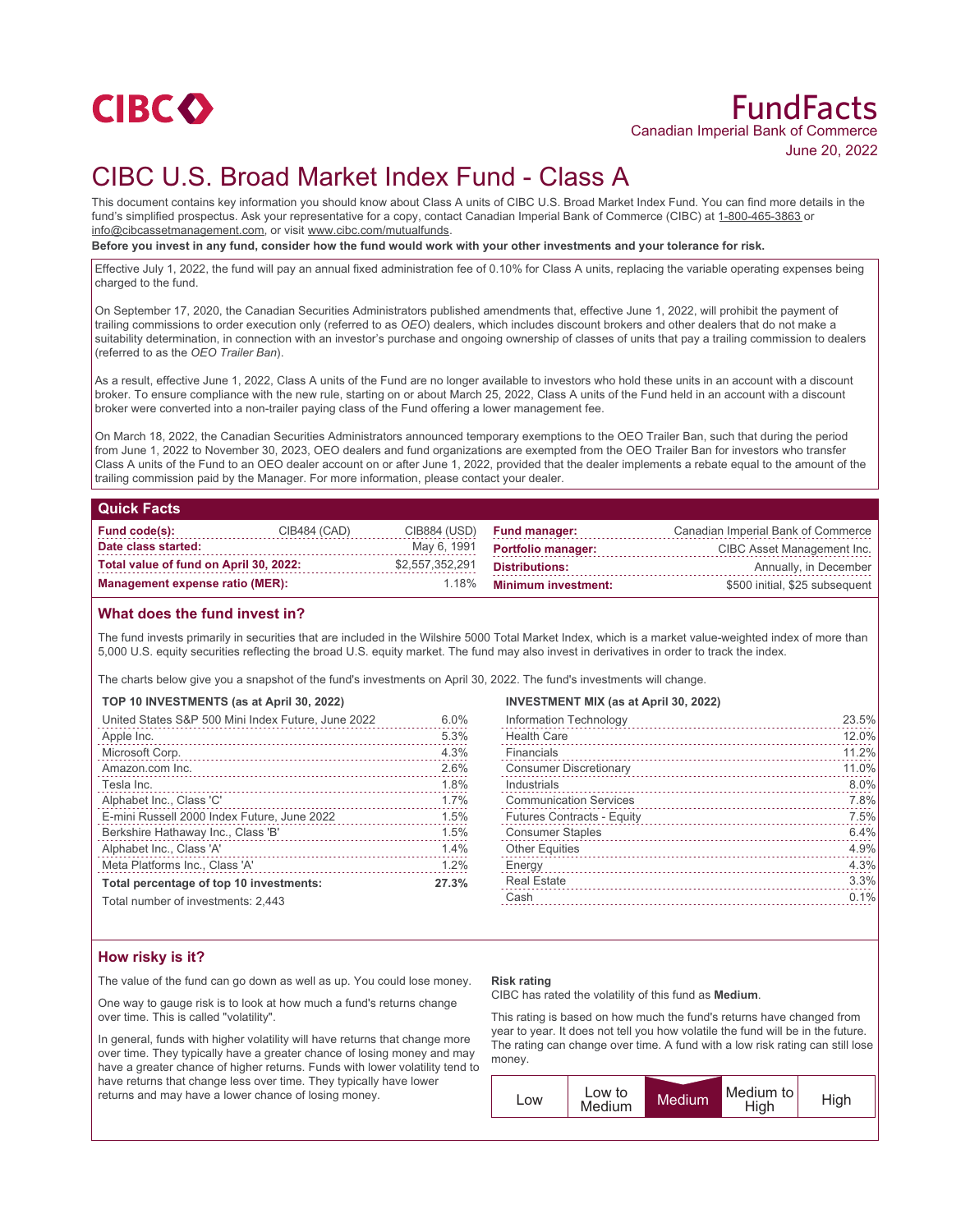# CIBC

# FundFacts

Canadian Imperial Bank of Commerce

June 20, 2022

# CIBC U.S. Broad Market Index Fund - Class A

This document contains key information you should know about Class A units of CIBC U.S. Broad Market Index Fund. You can find more details in the fund's simplified prospectus. Ask your representative for a copy, contact Canadian Imperial Bank of Commerce (CIBC) at 1-800-465-3863 or info@cibcassetmanagement.com, or visit www.cibc.com/mutualfunds.

**Before you invest in any fund, consider how the fund would work with your other investments and your tolerance for risk.**

Effective July 1, 2022, the fund will pay an annual fixed administration fee of 0.10% for Class A units, replacing the variable operating expenses being charged to the fund.

On September 17, 2020, the Canadian Securities Administrators published amendments that, effective June 1, 2022, will prohibit the payment of trailing commissions to order execution only (referred to as *OEO*) dealers, which includes discount brokers and other dealers that do not make a suitability determination, in connection with an investor's purchase and ongoing ownership of classes of units that pay a trailing commission to dealers (referred to as the *OEO Trailer Ban*).

As a result, effective June 1, 2022, Class A units of the Fund are no longer available to investors who hold these units in an account with a discount broker. To ensure compliance with the new rule, starting on or about March 25, 2022, Class A units of the Fund held in an account with a discount broker were converted into a non-trailer paying class of the Fund offering a lower management fee.

On March 18, 2022, the Canadian Securities Administrators announced temporary exemptions to the OEO Trailer Ban, such that during the period from June 1, 2022 to November 30, 2023, OEO dealers and fund organizations are exempted from the OEO Trailer Ban for investors who transfer Class A units of the Fund to an OEO dealer account on or after June 1, 2022, provided that the dealer implements a rebate equal to the amount of the trailing commission paid by the Manager. For more information, please contact your dealer.

## Quick Facts

| | | | | |
|---|---|---|---|---|
| **Fund code(s):** | CIB484 (CAD) | CIB884 (USD) | **Fund manager:** | Canadian Imperial Bank of Commerce |
| **Date class started:** | | May 6, 1991 | **Portfolio manager:** | CIBC Asset Management Inc. |
| **Total value of fund on April 30, 2022:** | | $2,557,352,291 | **Distributions:** | Annually, in December |
| **Management expense ratio (MER):** | | 1.18% | **Minimum investment:** | $500 initial, $25 subsequent |

## What does the fund invest in?

The fund invests primarily in securities that are included in the Wilshire 5000 Total Market Index, which is a market value-weighted index of more than 5,000 U.S. equity securities reflecting the broad U.S. equity market. The fund may also invest in derivatives in order to track the index.

The charts below give you a snapshot of the fund's investments on April 30, 2022. The fund's investments will change.

**TOP 10 INVESTMENTS (as at April 30, 2022)**

| Investment | % |
|---|---|
| United States S&P 500 Mini Index Future, June 2022 | 6.0% |
| Apple Inc. | 5.3% |
| Microsoft Corp. | 4.3% |
| Amazon.com Inc. | 2.6% |
| Tesla Inc. | 1.8% |
| Alphabet Inc., Class 'C' | 1.7% |
| E-mini Russell 2000 Index Future, June 2022 | 1.5% |
| Berkshire Hathaway Inc., Class 'B' | 1.5% |
| Alphabet Inc., Class 'A' | 1.4% |
| Meta Platforms Inc., Class 'A' | 1.2% |
| **Total percentage of top 10 investments:** | **27.3%** |

Total number of investments: 2,443

**INVESTMENT MIX (as at April 30, 2022)**

| Sector | % |
|---|---|
| Information Technology | 23.5% |
| Health Care | 12.0% |
| Financials | 11.2% |
| Consumer Discretionary | 11.0% |
| Industrials | 8.0% |
| Communication Services | 7.8% |
| Futures Contracts - Equity | 7.5% |
| Consumer Staples | 6.4% |
| Other Equities | 4.9% |
| Energy | 4.3% |
| Real Estate | 3.3% |
| Cash | 0.1% |

## How risky is it?

The value of the fund can go down as well as up. You could lose money.

One way to gauge risk is to look at how much a fund's returns change over time. This is called "volatility".

In general, funds with higher volatility will have returns that change more over time. They typically have a greater chance of losing money and may have a greater chance of higher returns. Funds with lower volatility tend to have returns that change less over time. They typically have lower returns and may have a lower chance of losing money.

**Risk rating**

CIBC has rated the volatility of this fund as **Medium**.

This rating is based on how much the fund's returns have changed from year to year. It does not tell you how volatile the fund will be in the future. The rating can change over time. A fund with a low risk rating can still lose money.

| Low | Low to Medium | **Medium** | Medium to High | High |
|---|---|---|---|---|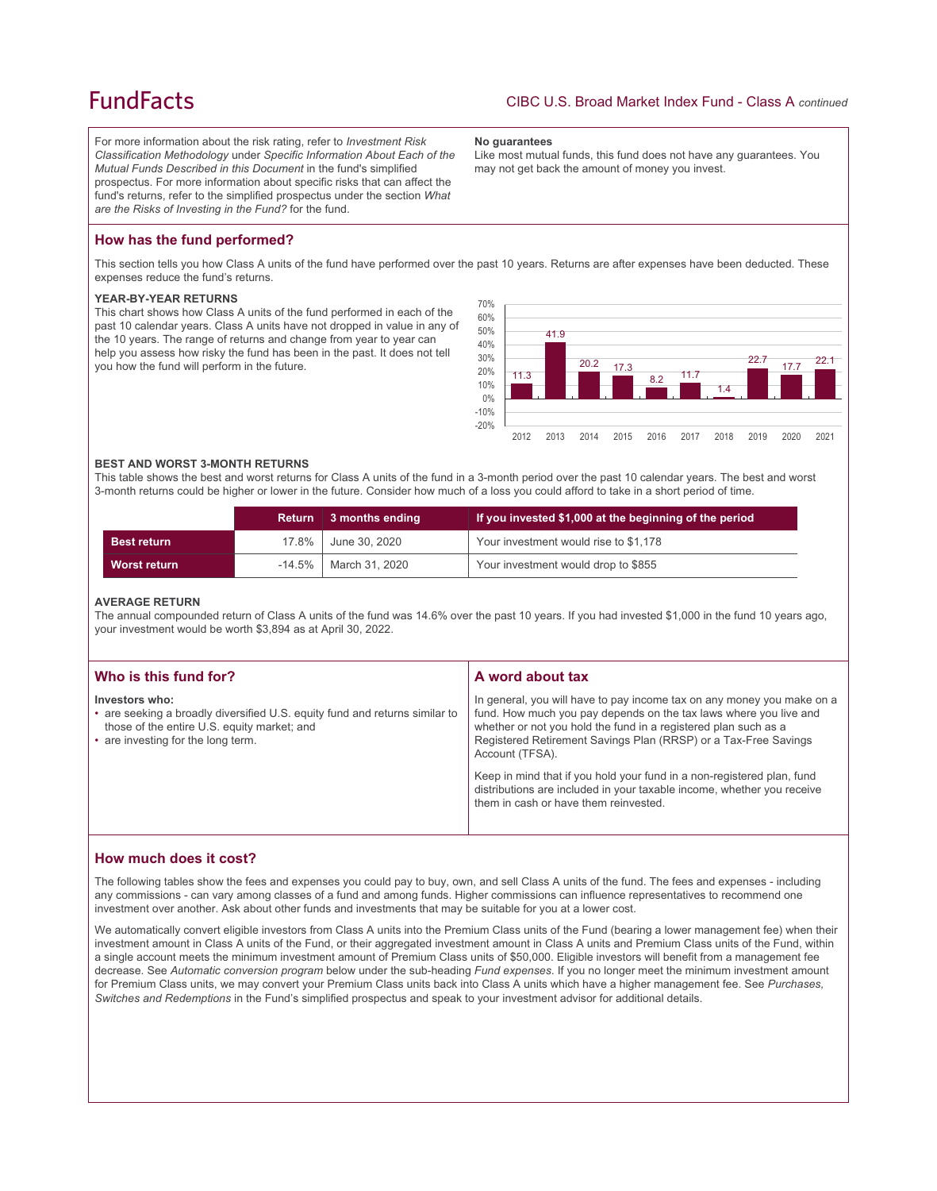For more information about the risk rating, refer to *Investment Risk Classification Methodology* under *Specific Information About Each of the Mutual Funds Described in this Document* in the fund's simplified prospectus. For more information about specific risks that can affect the fund's returns, refer to the simplified prospectus under the section *What are the Risks of Investing in the Fund?* for the fund.

**No guarantees**

Like most mutual funds, this fund does not have any guarantees. You may not get back the amount of money you invest.

## How has the fund performed?

This section tells you how Class A units of the fund have performed over the past 10 years. Returns are after expenses have been deducted. These expenses reduce the fund's returns.

**YEAR-BY-YEAR RETURNS**

This chart shows how Class A units of the fund performed in each of the past 10 calendar years. Class A units have not dropped in value in any of the 10 years. The range of returns and change from year to year can help you assess how risky the fund has been in the past. It does not tell you how the fund will perform in the future.

| Year | 2012 | 2013 | 2014 | 2015 | 2016 | 2017 | 2018 | 2019 | 2020 | 2021 |
|---|---|---|---|---|---|---|---|---|---|---|
| Return (%) | 11.3 | 41.9 | 20.2 | 17.3 | 8.2 | 11.7 | 1.4 | 22.7 | 17.7 | 22.1 |

**BEST AND WORST 3-MONTH RETURNS**

This table shows the best and worst returns for Class A units of the fund in a 3-month period over the past 10 calendar years. The best and worst 3-month returns could be higher or lower in the future. Consider how much of a loss you could afford to take in a short period of time.

| | Return | 3 months ending | If you invested $1,000 at the beginning of the period |
|---|---|---|---|
| **Best return** | 17.8% | June 30, 2020 | Your investment would rise to $1,178 |
| **Worst return** | -14.5% | March 31, 2020 | Your investment would drop to $855 |

**AVERAGE RETURN**

The annual compounded return of Class A units of the fund was 14.6% over the past 10 years. If you had invested $1,000 in the fund 10 years ago, your investment would be worth $3,894 as at April 30, 2022.

## Who is this fund for?

**Investors who:**

- are seeking a broadly diversified U.S. equity fund and returns similar to those of the entire U.S. equity market; and
- are investing for the long term.

## A word about tax

In general, you will have to pay income tax on any money you make on a fund. How much you pay depends on the tax laws where you live and whether or not you hold the fund in a registered plan such as a Registered Retirement Savings Plan (RRSP) or a Tax-Free Savings Account (TFSA).

Keep in mind that if you hold your fund in a non-registered plan, fund distributions are included in your taxable income, whether you receive them in cash or have them reinvested.

## How much does it cost?

The following tables show the fees and expenses you could pay to buy, own, and sell Class A units of the fund. The fees and expenses - including any commissions - can vary among classes of a fund and among funds. Higher commissions can influence representatives to recommend one investment over another. Ask about other funds and investments that may be suitable for you at a lower cost.

We automatically convert eligible investors from Class A units into the Premium Class units of the Fund (bearing a lower management fee) when their investment amount in Class A units of the Fund, or their aggregated investment amount in Class A units and Premium Class units of the Fund, within a single account meets the minimum investment amount of Premium Class units of $50,000. Eligible investors will benefit from a management fee decrease. See *Automatic conversion program* below under the sub-heading *Fund expenses*. If you no longer meet the minimum investment amount for Premium Class units, we may convert your Premium Class units back into Class A units which have a higher management fee. See *Purchases, Switches and Redemptions* in the Fund's simplified prospectus and speak to your investment advisor for additional details.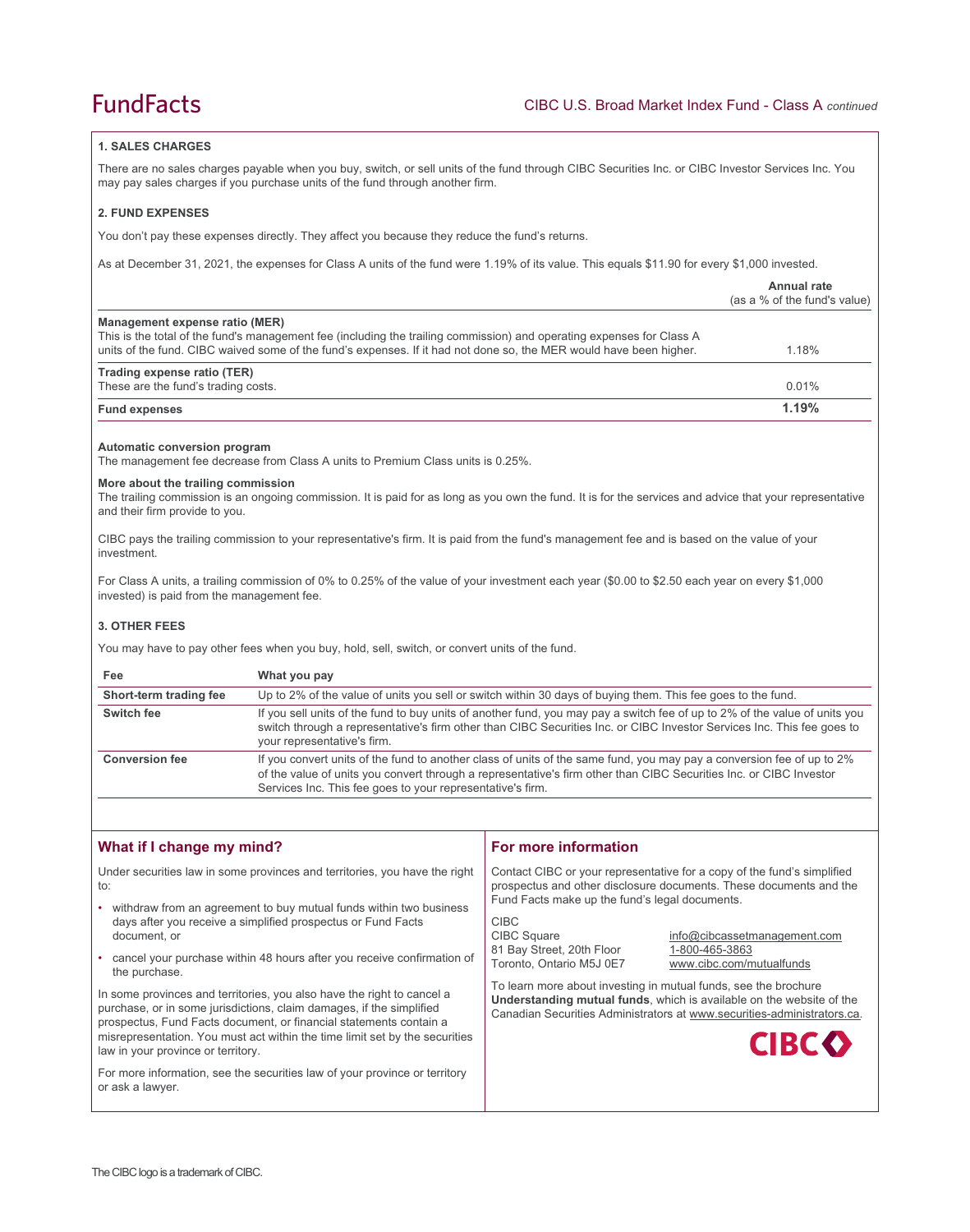### 1. SALES CHARGES

There are no sales charges payable when you buy, switch, or sell units of the fund through CIBC Securities Inc. or CIBC Investor Services Inc. You may pay sales charges if you purchase units of the fund through another firm.

### 2. FUND EXPENSES

You don't pay these expenses directly. They affect you because they reduce the fund's returns.

As at December 31, 2021, the expenses for Class A units of the fund were 1.19% of its value. This equals $11.90 for every $1,000 invested.

| | **Annual rate** (as a % of the fund's value) |
|---|---|
| **Management expense ratio (MER)** This is the total of the fund's management fee (including the trailing commission) and operating expenses for Class A units of the fund. CIBC waived some of the fund's expenses. If it had not done so, the MER would have been higher. | 1.18% |
| **Trading expense ratio (TER)** These are the fund's trading costs. | 0.01% |
| **Fund expenses** | **1.19%** |

**Automatic conversion program**
The management fee decrease from Class A units to Premium Class units is 0.25%.

**More about the trailing commission**
The trailing commission is an ongoing commission. It is paid for as long as you own the fund. It is for the services and advice that your representative and their firm provide to you.

CIBC pays the trailing commission to your representative's firm. It is paid from the fund's management fee and is based on the value of your investment.

For Class A units, a trailing commission of 0% to 0.25% of the value of your investment each year ($0.00 to $2.50 each year on every $1,000 invested) is paid from the management fee.

### 3. OTHER FEES

You may have to pay other fees when you buy, hold, sell, switch, or convert units of the fund.

| Fee | What you pay |
|---|---|
| **Short-term trading fee** | Up to 2% of the value of units you sell or switch within 30 days of buying them. This fee goes to the fund. |
| **Switch fee** | If you sell units of the fund to buy units of another fund, you may pay a switch fee of up to 2% of the value of units you switch through a representative's firm other than CIBC Securities Inc. or CIBC Investor Services Inc. This fee goes to your representative's firm. |
| **Conversion fee** | If you convert units of the fund to another class of units of the same fund, you may pay a conversion fee of up to 2% of the value of units you convert through a representative's firm other than CIBC Securities Inc. or CIBC Investor Services Inc. This fee goes to your representative's firm. |

## What if I change my mind?

Under securities law in some provinces and territories, you have the right to:

- withdraw from an agreement to buy mutual funds within two business days after you receive a simplified prospectus or Fund Facts document, or
- cancel your purchase within 48 hours after you receive confirmation of the purchase.

In some provinces and territories, you also have the right to cancel a purchase, or in some jurisdictions, claim damages, if the simplified prospectus, Fund Facts document, or financial statements contain a misrepresentation. You must act within the time limit set by the securities law in your province or territory.

For more information, see the securities law of your province or territory or ask a lawyer.

## For more information

Contact CIBC or your representative for a copy of the fund's simplified prospectus and other disclosure documents. These documents and the Fund Facts make up the fund's legal documents.

CIBC
CIBC Square
81 Bay Street, 20th Floor
Toronto, Ontario M5J 0E7

info@cibcassetmanagement.com
1-800-465-3863
www.cibc.com/mutualfunds

To learn more about investing in mutual funds, see the brochure **Understanding mutual funds**, which is available on the website of the Canadian Securities Administrators at www.securities-administrators.ca.

The CIBC logo is a trademark of CIBC.